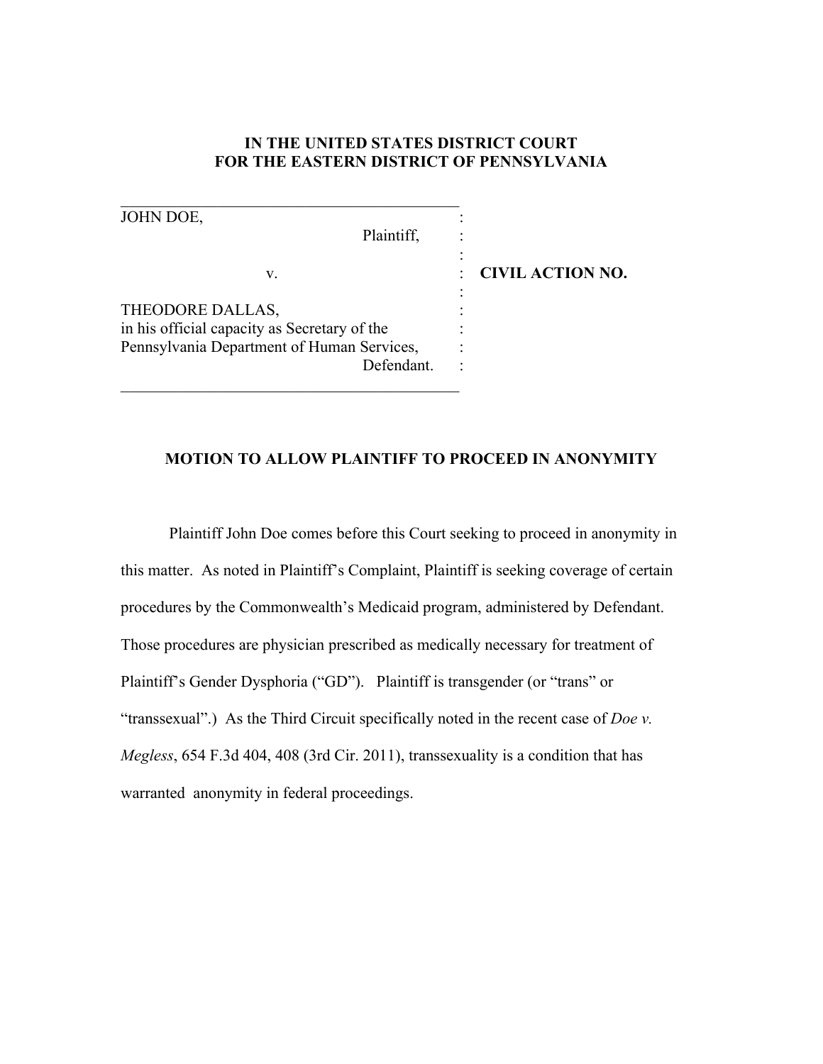**IN THE UNITED STATES DISTRICT COURT**
**FOR THE EASTERN DISTRICT OF PENNSYLVANIA**

| | | |
|---|---|---|
| JOHN DOE,<br>Plaintiff, | : | |
| v. | : | **CIVIL ACTION NO.** |
| THEODORE DALLAS,<br>in his official capacity as Secretary of the<br>Pennsylvania Department of Human Services,<br>Defendant. | : | |

## MOTION TO ALLOW PLAINTIFF TO PROCEED IN ANONYMITY

Plaintiff John Doe comes before this Court seeking to proceed in anonymity in this matter. As noted in Plaintiff's Complaint, Plaintiff is seeking coverage of certain procedures by the Commonwealth's Medicaid program, administered by Defendant. Those procedures are physician prescribed as medically necessary for treatment of Plaintiff's Gender Dysphoria ("GD"). Plaintiff is transgender (or "trans" or "transsexual".) As the Third Circuit specifically noted in the recent case of *Doe v. Megless*, 654 F.3d 404, 408 (3rd Cir. 2011), transsexuality is a condition that has warranted anonymity in federal proceedings.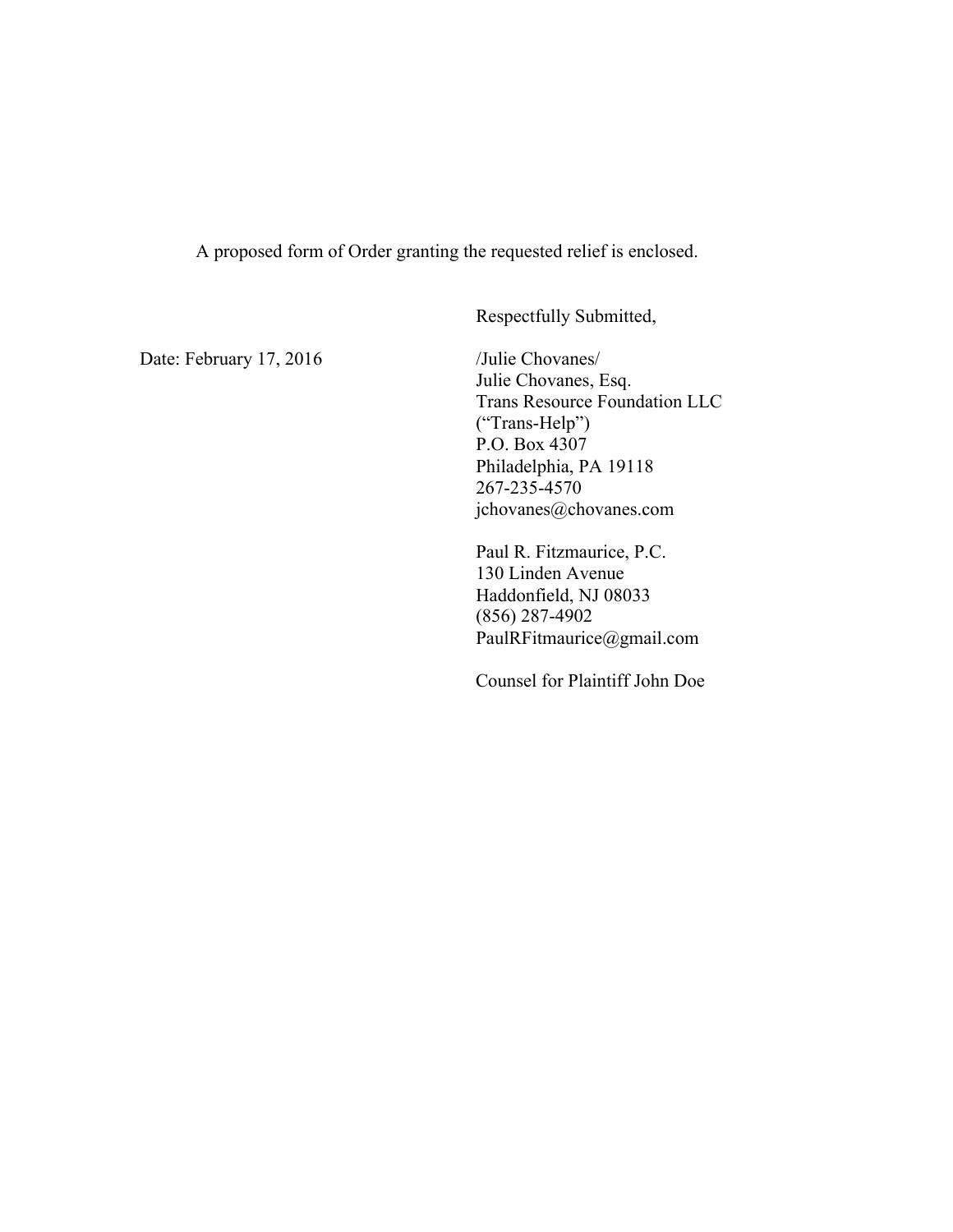A proposed form of Order granting the requested relief is enclosed.

Respectfully Submitted,

Date: February 17, 2016

/Julie Chovanes/  
Julie Chovanes, Esq.  
Trans Resource Foundation LLC  
("Trans-Help")  
P.O. Box 4307  
Philadelphia, PA 19118  
267-235-4570  
jchovanes@chovanes.com

Paul R. Fitzmaurice, P.C.  
130 Linden Avenue  
Haddonfield, NJ 08033  
(856) 287-4902  
PaulRFitmaurice@gmail.com

Counsel for Plaintiff John Doe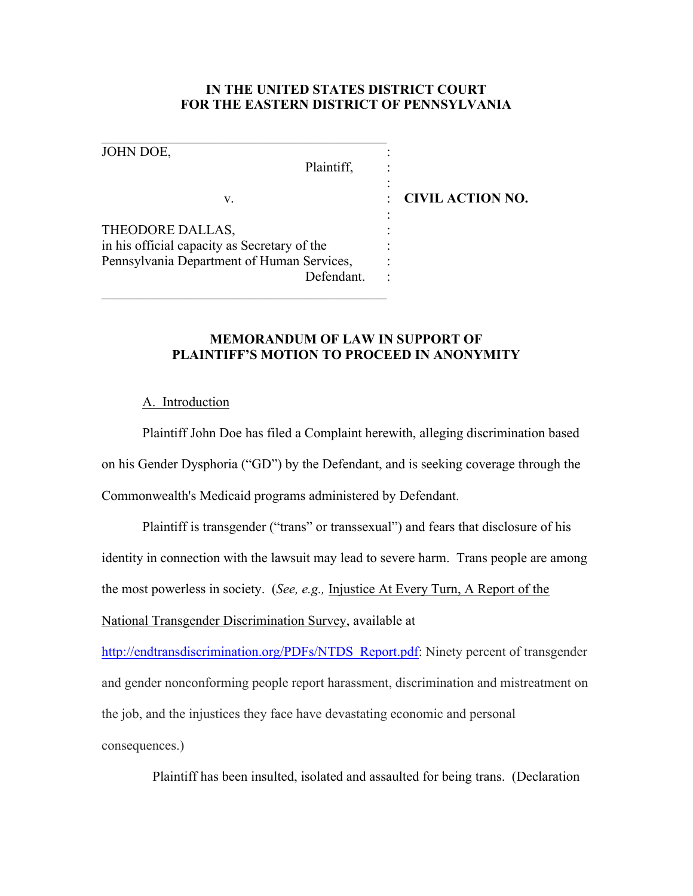**IN THE UNITED STATES DISTRICT COURT**
**FOR THE EASTERN DISTRICT OF PENNSYLVANIA**

| | | |
|---|---|---|
| JOHN DOE, | : | |
| Plaintiff, | : | |
| | : | |
| v. | : | **CIVIL ACTION NO.** |
| | : | |
| THEODORE DALLAS, | : | |
| in his official capacity as Secretary of the | : | |
| Pennsylvania Department of Human Services, | : | |
| Defendant. | : | |

**MEMORANDUM OF LAW IN SUPPORT OF PLAINTIFF'S MOTION TO PROCEED IN ANONYMITY**

A. Introduction

Plaintiff John Doe has filed a Complaint herewith, alleging discrimination based on his Gender Dysphoria ("GD") by the Defendant, and is seeking coverage through the Commonwealth's Medicaid programs administered by Defendant.

Plaintiff is transgender ("trans" or transsexual") and fears that disclosure of his identity in connection with the lawsuit may lead to severe harm. Trans people are among the most powerless in society. (*See, e.g.,* Injustice At Every Turn, A Report of the National Transgender Discrimination Survey, available at http://endtransdiscrimination.org/PDFs/NTDS_Report.pdf: Ninety percent of transgender and gender nonconforming people report harassment, discrimination and mistreatment on the job, and the injustices they face have devastating economic and personal consequences.)

Plaintiff has been insulted, isolated and assaulted for being trans. (Declaration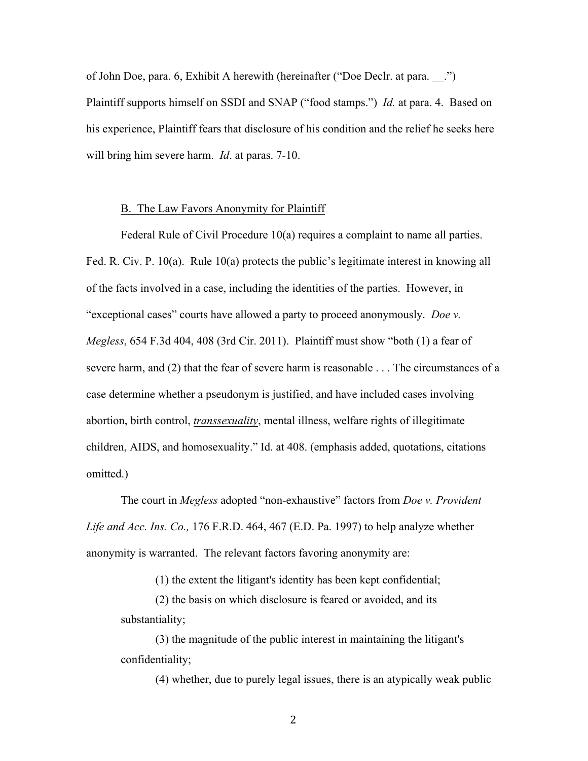of John Doe, para. 6, Exhibit A herewith (hereinafter ("Doe Declr. at para. __.") Plaintiff supports himself on SSDI and SNAP ("food stamps.") *Id.* at para. 4. Based on his experience, Plaintiff fears that disclosure of his condition and the relief he seeks here will bring him severe harm. *Id*. at paras. 7-10.

<u>B. The Law Favors Anonymity for Plaintiff</u>

Federal Rule of Civil Procedure 10(a) requires a complaint to name all parties. Fed. R. Civ. P. 10(a). Rule 10(a) protects the public's legitimate interest in knowing all of the facts involved in a case, including the identities of the parties. However, in "exceptional cases" courts have allowed a party to proceed anonymously. *Doe v. Megless*, 654 F.3d 404, 408 (3rd Cir. 2011). Plaintiff must show "both (1) a fear of severe harm, and (2) that the fear of severe harm is reasonable . . . The circumstances of a case determine whether a pseudonym is justified, and have included cases involving abortion, birth control, ***<u>transsexuality</u>***, mental illness, welfare rights of illegitimate children, AIDS, and homosexuality." Id. at 408. (emphasis added, quotations, citations omitted.)

The court in *Megless* adopted "non-exhaustive" factors from *Doe v. Provident Life and Acc. Ins. Co.,* 176 F.R.D. 464, 467 (E.D. Pa. 1997) to help analyze whether anonymity is warranted. The relevant factors favoring anonymity are:

> (1) the extent the litigant's identity has been kept confidential;
>
> (2) the basis on which disclosure is feared or avoided, and its substantiality;
>
> (3) the magnitude of the public interest in maintaining the litigant's confidentiality;
>
> (4) whether, due to purely legal issues, there is an atypically weak public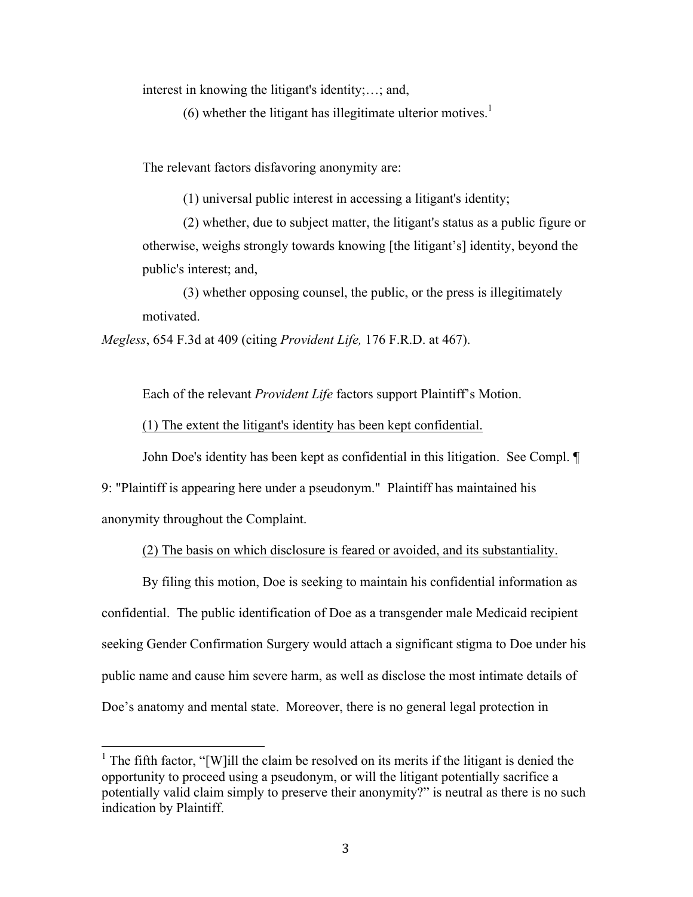interest in knowing the litigant's identity;…; and,

(6) whether the litigant has illegitimate ulterior motives.[1]

The relevant factors disfavoring anonymity are:

(1) universal public interest in accessing a litigant's identity;

(2) whether, due to subject matter, the litigant's status as a public figure or otherwise, weighs strongly towards knowing [the litigant's] identity, beyond the public's interest; and,

(3) whether opposing counsel, the public, or the press is illegitimately motivated.

*Megless*, 654 F.3d at 409 (citing *Provident Life,* 176 F.R.D. at 467).

Each of the relevant *Provident Life* factors support Plaintiff's Motion.

<u>(1) The extent the litigant's identity has been kept confidential.</u>

John Doe's identity has been kept as confidential in this litigation. See Compl. ¶ 9: "Plaintiff is appearing here under a pseudonym." Plaintiff has maintained his anonymity throughout the Complaint.

<u>(2) The basis on which disclosure is feared or avoided, and its substantiality.</u>

By filing this motion, Doe is seeking to maintain his confidential information as confidential. The public identification of Doe as a transgender male Medicaid recipient seeking Gender Confirmation Surgery would attach a significant stigma to Doe under his public name and cause him severe harm, as well as disclose the most intimate details of Doe's anatomy and mental state. Moreover, there is no general legal protection in

---

[1] The fifth factor, "[W]ill the claim be resolved on its merits if the litigant is denied the opportunity to proceed using a pseudonym, or will the litigant potentially sacrifice a potentially valid claim simply to preserve their anonymity?" is neutral as there is no such indication by Plaintiff.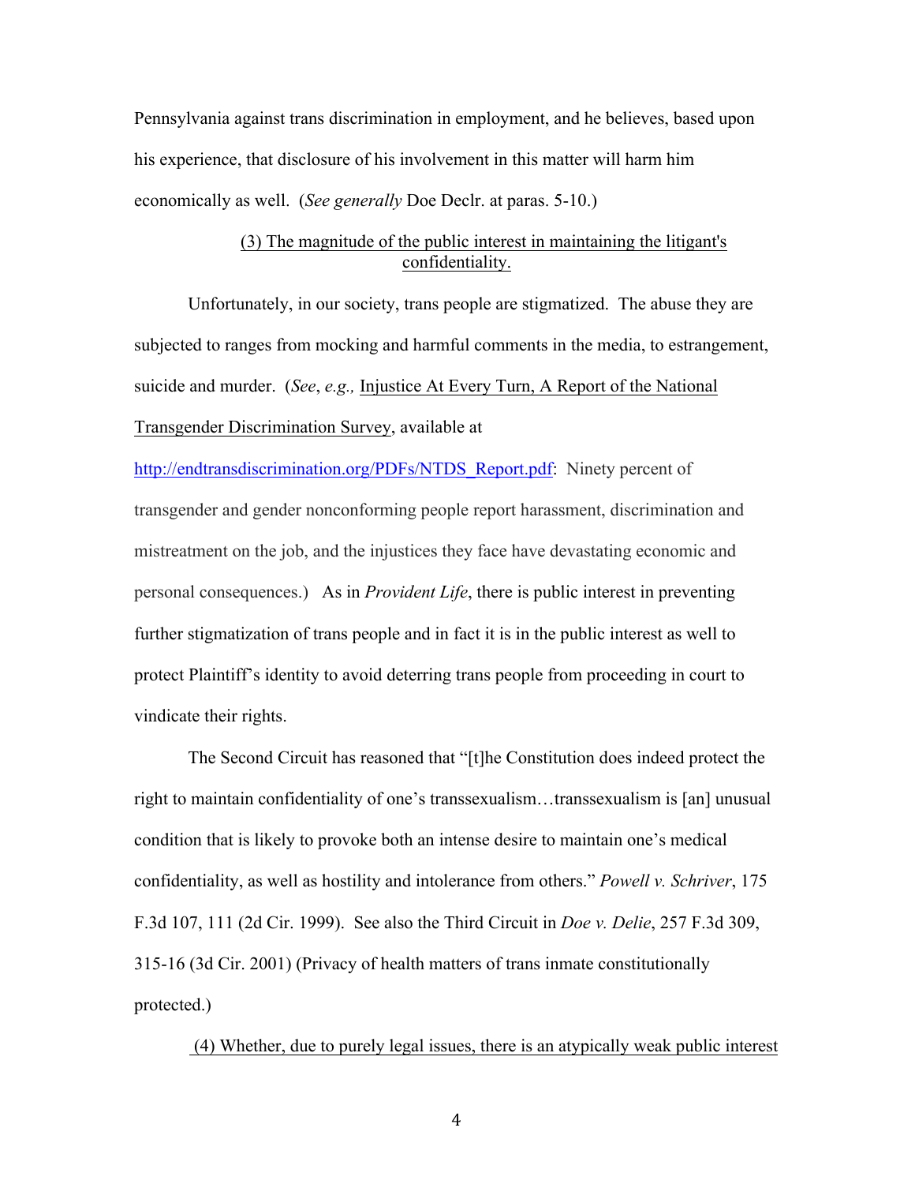Pennsylvania against trans discrimination in employment, and he believes, based upon his experience, that disclosure of his involvement in this matter will harm him economically as well. (*See generally* Doe Declr. at paras. 5-10.)

<u>(3) The magnitude of the public interest in maintaining the litigant's confidentiality.</u>

Unfortunately, in our society, trans people are stigmatized. The abuse they are subjected to ranges from mocking and harmful comments in the media, to estrangement, suicide and murder. (*See*, *e.g.,* <u>Injustice At Every Turn, A Report of the National Transgender Discrimination Survey</u>, available at [http://endtransdiscrimination.org/PDFs/NTDS_Report.pdf](http://endtransdiscrimination.org/PDFs/NTDS_Report.pdf): Ninety percent of transgender and gender nonconforming people report harassment, discrimination and mistreatment on the job, and the injustices they face have devastating economic and personal consequences.) As in *Provident Life*, there is public interest in preventing further stigmatization of trans people and in fact it is in the public interest as well to protect Plaintiff's identity to avoid deterring trans people from proceeding in court to vindicate their rights.

The Second Circuit has reasoned that "[t]he Constitution does indeed protect the right to maintain confidentiality of one's transsexualism…transsexualism is [an] unusual condition that is likely to provoke both an intense desire to maintain one's medical confidentiality, as well as hostility and intolerance from others." *Powell v. Schriver*, 175 F.3d 107, 111 (2d Cir. 1999). See also the Third Circuit in *Doe v. Delie*, 257 F.3d 309, 315-16 (3d Cir. 2001) (Privacy of health matters of trans inmate constitutionally protected.)

<u>(4) Whether, due to purely legal issues, there is an atypically weak public interest</u>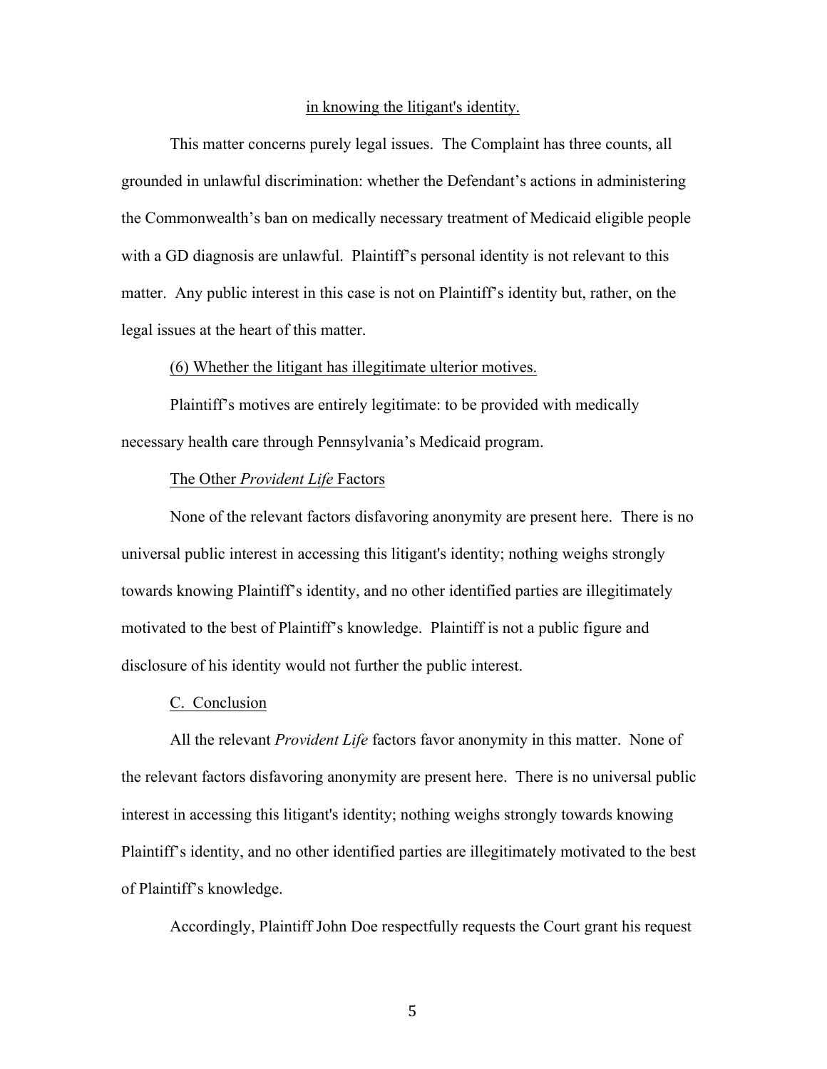in knowing the litigant's identity.

This matter concerns purely legal issues. The Complaint has three counts, all grounded in unlawful discrimination: whether the Defendant's actions in administering the Commonwealth's ban on medically necessary treatment of Medicaid eligible people with a GD diagnosis are unlawful. Plaintiff's personal identity is not relevant to this matter. Any public interest in this case is not on Plaintiff's identity but, rather, on the legal issues at the heart of this matter.

(6) Whether the litigant has illegitimate ulterior motives.

Plaintiff's motives are entirely legitimate: to be provided with medically necessary health care through Pennsylvania's Medicaid program.

The Other *Provident Life* Factors

None of the relevant factors disfavoring anonymity are present here. There is no universal public interest in accessing this litigant's identity; nothing weighs strongly towards knowing Plaintiff's identity, and no other identified parties are illegitimately motivated to the best of Plaintiff's knowledge. Plaintiff is not a public figure and disclosure of his identity would not further the public interest.

C. Conclusion

All the relevant *Provident Life* factors favor anonymity in this matter. None of the relevant factors disfavoring anonymity are present here. There is no universal public interest in accessing this litigant's identity; nothing weighs strongly towards knowing Plaintiff's identity, and no other identified parties are illegitimately motivated to the best of Plaintiff's knowledge.

Accordingly, Plaintiff John Doe respectfully requests the Court grant his request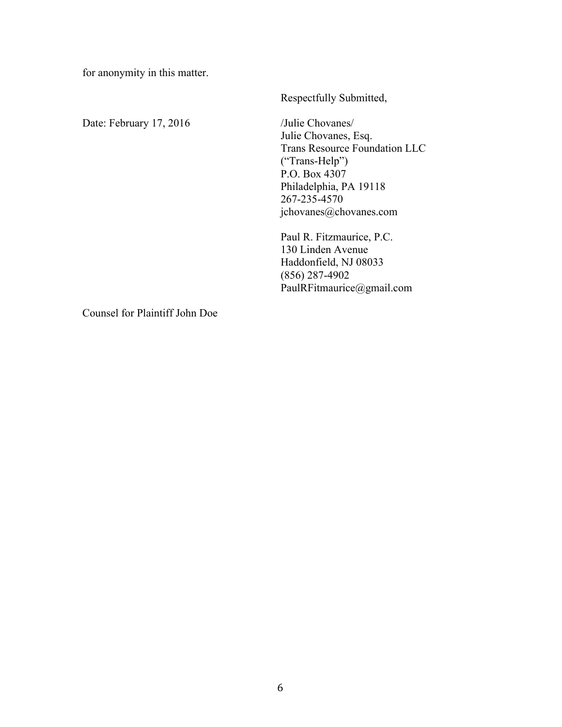for anonymity in this matter.

Respectfully Submitted,

Date: February 17, 2016

/Julie Chovanes/
Julie Chovanes, Esq.
Trans Resource Foundation LLC
("Trans-Help")
P.O. Box 4307
Philadelphia, PA 19118
267-235-4570
jchovanes@chovanes.com

Paul R. Fitzmaurice, P.C.
130 Linden Avenue
Haddonfield, NJ 08033
(856) 287-4902
PaulRFitmaurice@gmail.com

Counsel for Plaintiff John Doe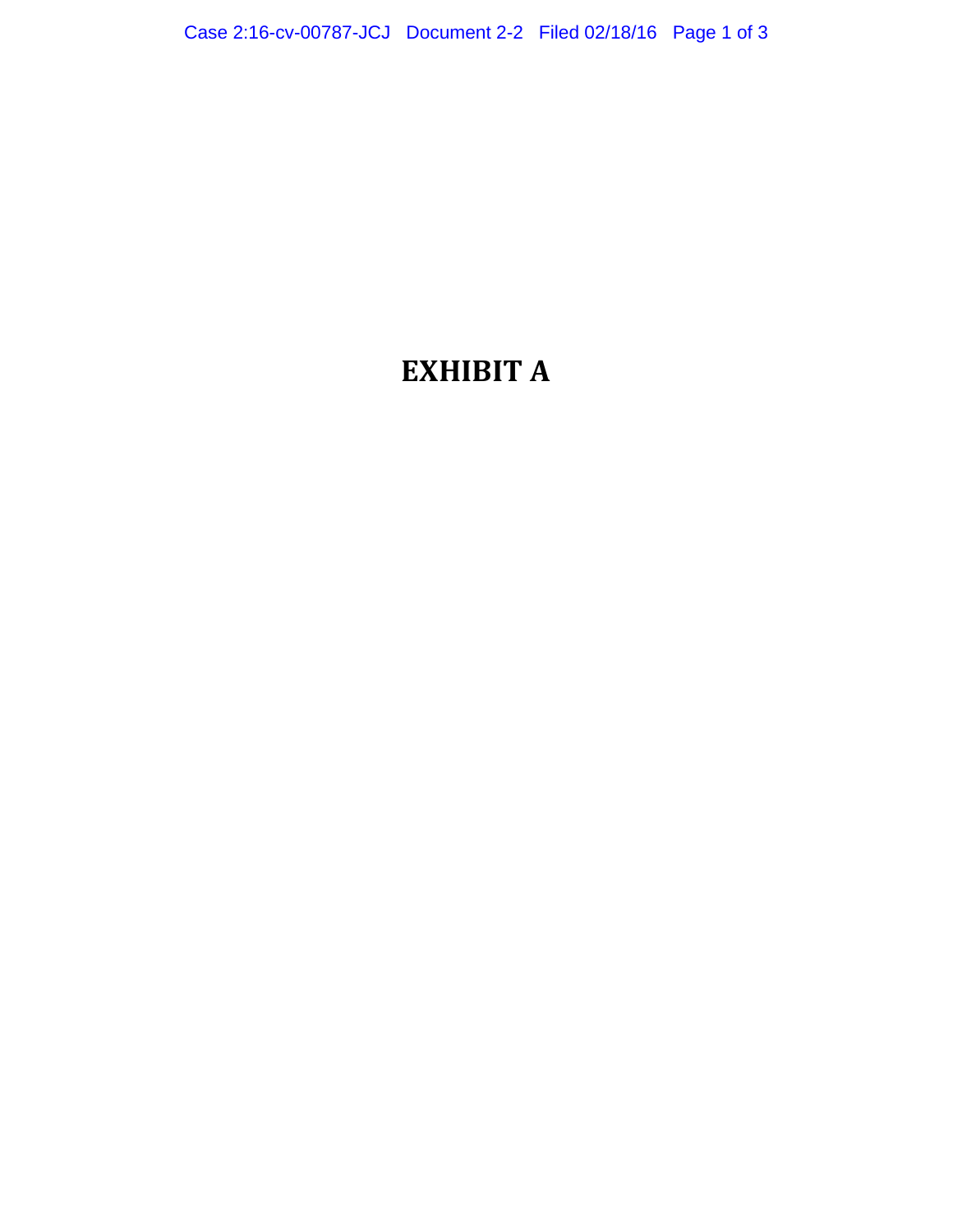# EXHIBIT A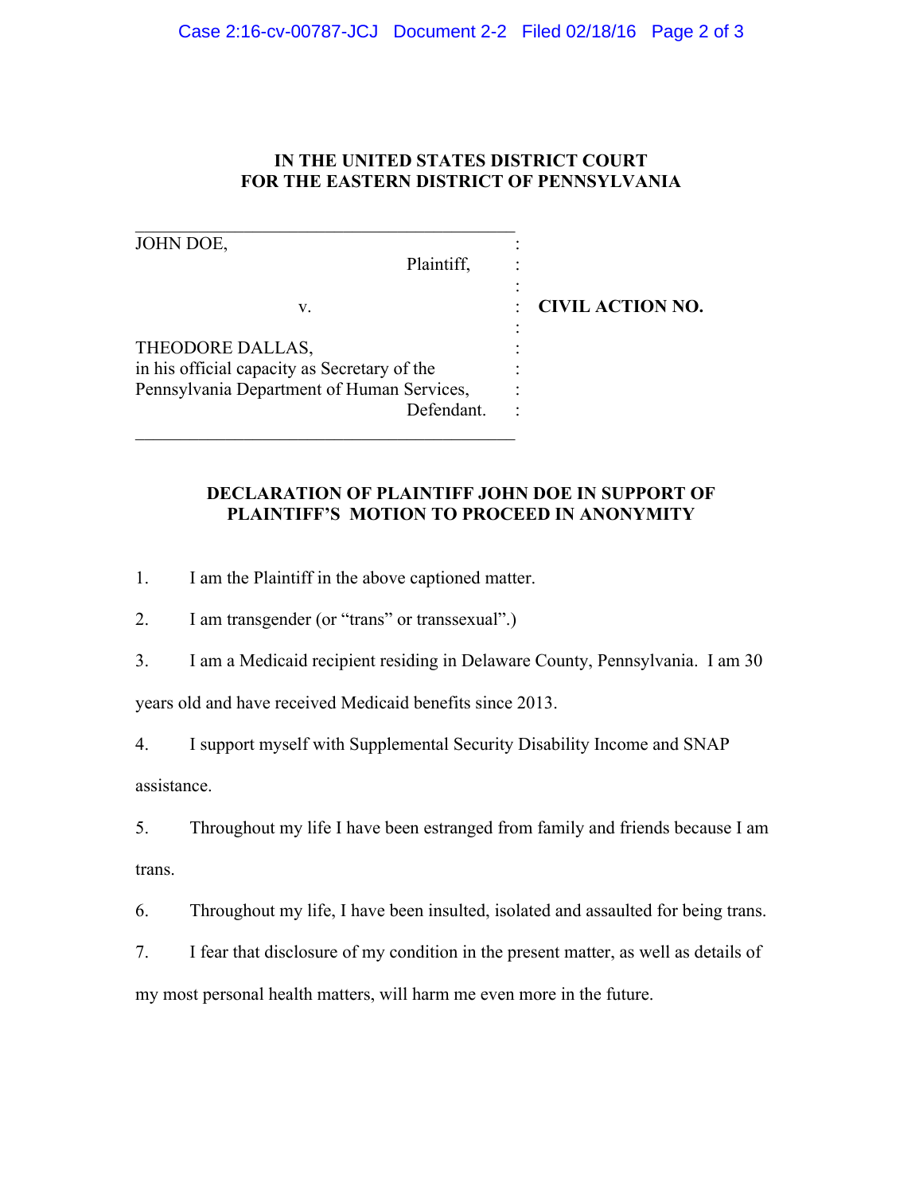**IN THE UNITED STATES DISTRICT COURT**
**FOR THE EASTERN DISTRICT OF PENNSYLVANIA**

JOHN DOE,
Plaintiff,

v.

THEODORE DALLAS,
in his official capacity as Secretary of the
Pennsylvania Department of Human Services,
Defendant.

**CIVIL ACTION NO.**

**DECLARATION OF PLAINTIFF JOHN DOE IN SUPPORT OF PLAINTIFF'S MOTION TO PROCEED IN ANONYMITY**

1. I am the Plaintiff in the above captioned matter.

2. I am transgender (or "trans" or transsexual".)

3. I am a Medicaid recipient residing in Delaware County, Pennsylvania. I am 30 years old and have received Medicaid benefits since 2013.

4. I support myself with Supplemental Security Disability Income and SNAP assistance.

5. Throughout my life I have been estranged from family and friends because I am trans.

6. Throughout my life, I have been insulted, isolated and assaulted for being trans.

7. I fear that disclosure of my condition in the present matter, as well as details of my most personal health matters, will harm me even more in the future.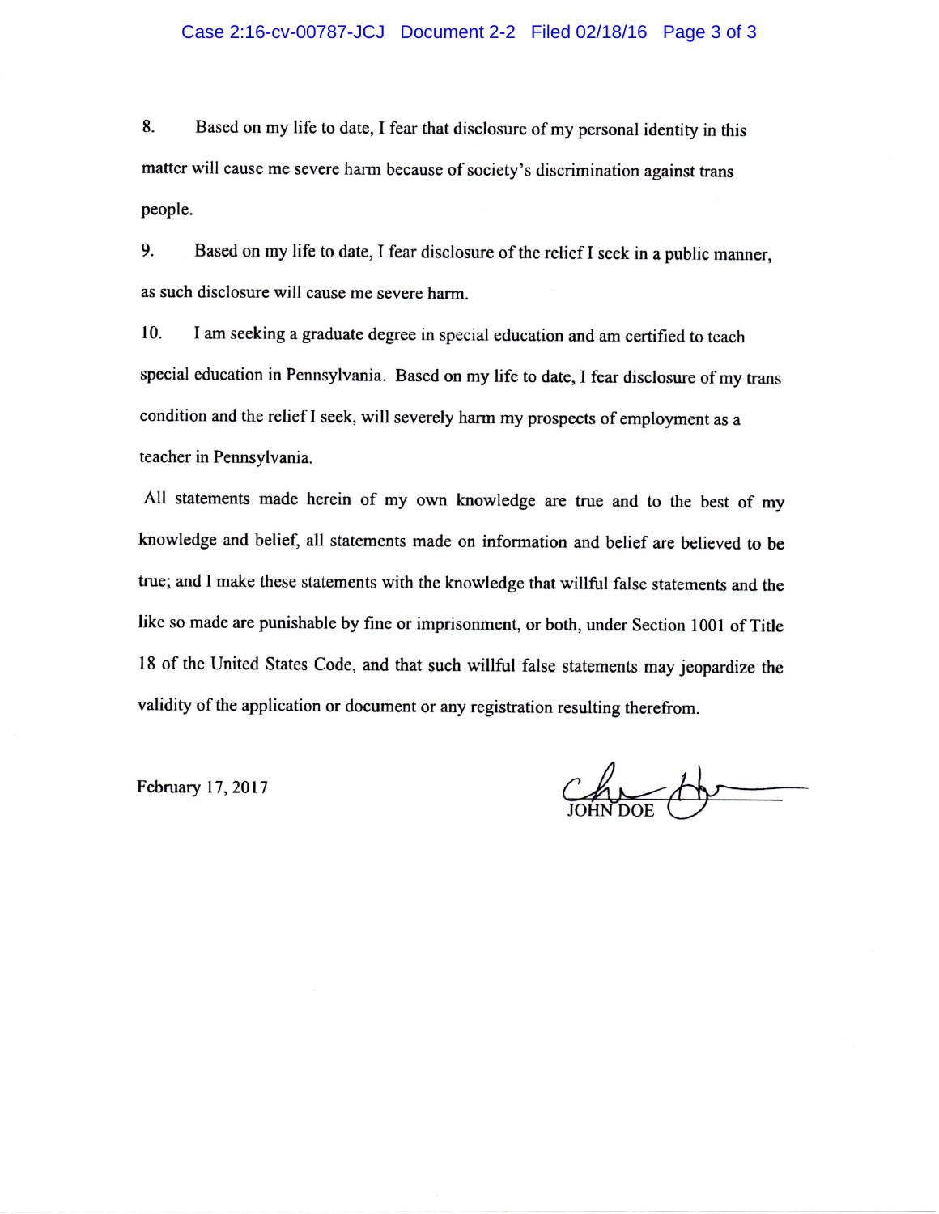8. Based on my life to date, I fear that disclosure of my personal identity in this matter will cause me severe harm because of society's discrimination against trans people.

9. Based on my life to date, I fear disclosure of the relief I seek in a public manner, as such disclosure will cause me severe harm.

10. I am seeking a graduate degree in special education and am certified to teach special education in Pennsylvania. Based on my life to date, I fear disclosure of my trans condition and the relief I seek, will severely harm my prospects of employment as a teacher in Pennsylvania.

All statements made herein of my own knowledge are true and to the best of my knowledge and belief, all statements made on information and belief are believed to be true; and I make these statements with the knowledge that willful false statements and the like so made are punishable by fine or imprisonment, or both, under Section 1001 of Title 18 of the United States Code, and that such willful false statements may jeopardize the validity of the application or document or any registration resulting therefrom.

February 17, 2017

JOHN DOE